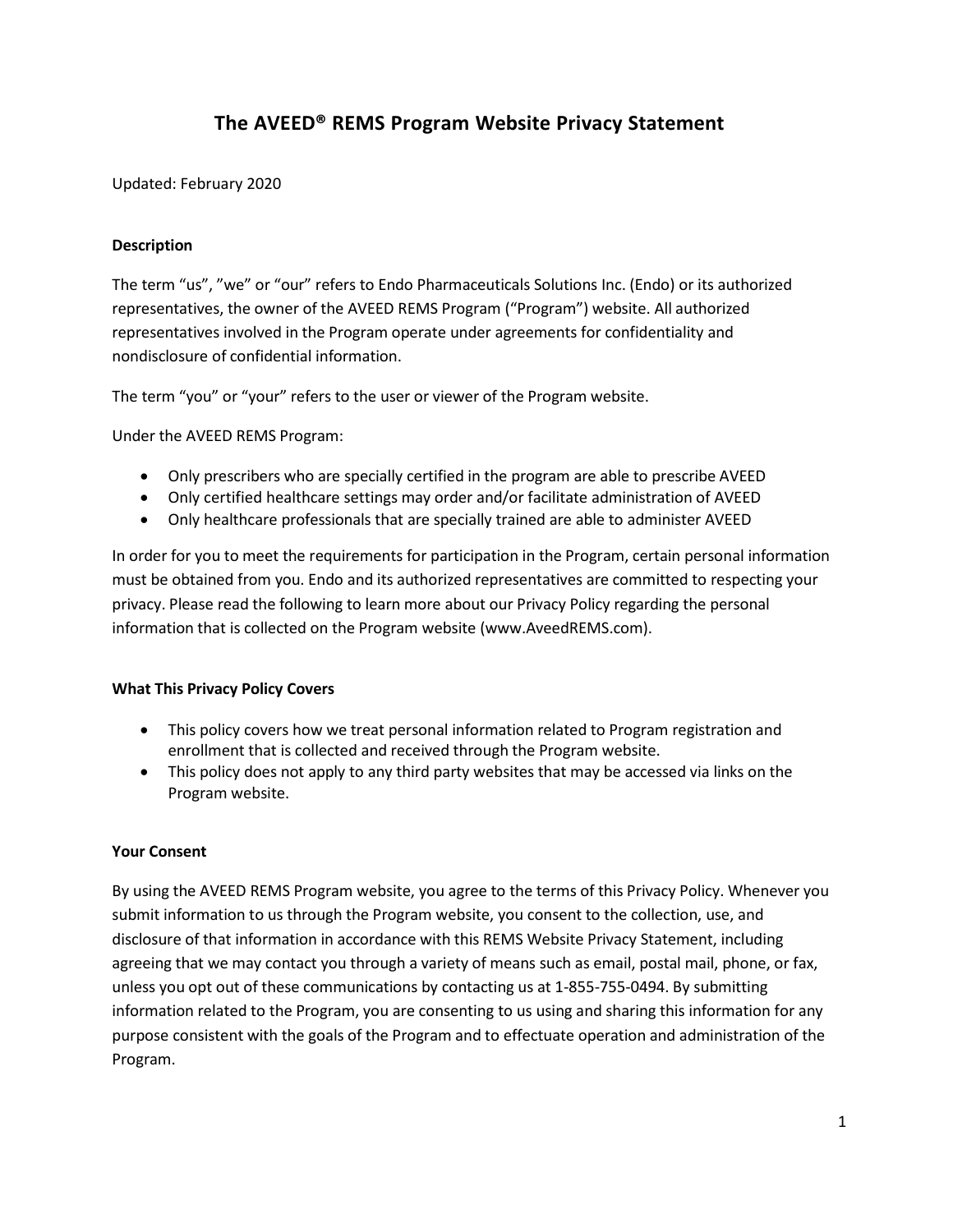# The AVEED® REMS Program Website Privacy Statement

Updated: February 2020

### Description

The term "us", "we" or "our" refers to Endo Pharmaceuticals Solutions Inc. (Endo) or its authorized representatives, the owner of the AVEED REMS Program ("Program") website. All authorized representatives involved in the Program operate under agreements for confidentiality and nondisclosure of confidential information.

The term "you" or "your" refers to the user or viewer of the Program website.

Under the AVEED REMS Program:

- Only prescribers who are specially certified in the program are able to prescribe AVEED
- Only certified healthcare settings may order and/or facilitate administration of AVEED
- Only healthcare professionals that are specially trained are able to administer AVEED

In order for you to meet the requirements for participation in the Program, certain personal information must be obtained from you. Endo and its authorized representatives are committed to respecting your privacy. Please read the following to learn more about our Privacy Policy regarding the personal information that is collected on the Program website (www.AveedREMS.com).

### What This Privacy Policy Covers

- This policy covers how we treat personal information related to Program registration and enrollment that is collected and received through the Program website.
- This policy does not apply to any third party websites that may be accessed via links on the Program website.

### Your Consent

By using the AVEED REMS Program website, you agree to the terms of this Privacy Policy. Whenever you submit information to us through the Program website, you consent to the collection, use, and disclosure of that information in accordance with this REMS Website Privacy Statement, including agreeing that we may contact you through a variety of means such as email, postal mail, phone, or fax, unless you opt out of these communications by contacting us at 1-855-755-0494. By submitting information related to the Program, you are consenting to us using and sharing this information for any purpose consistent with the goals of the Program and to effectuate operation and administration of the Program.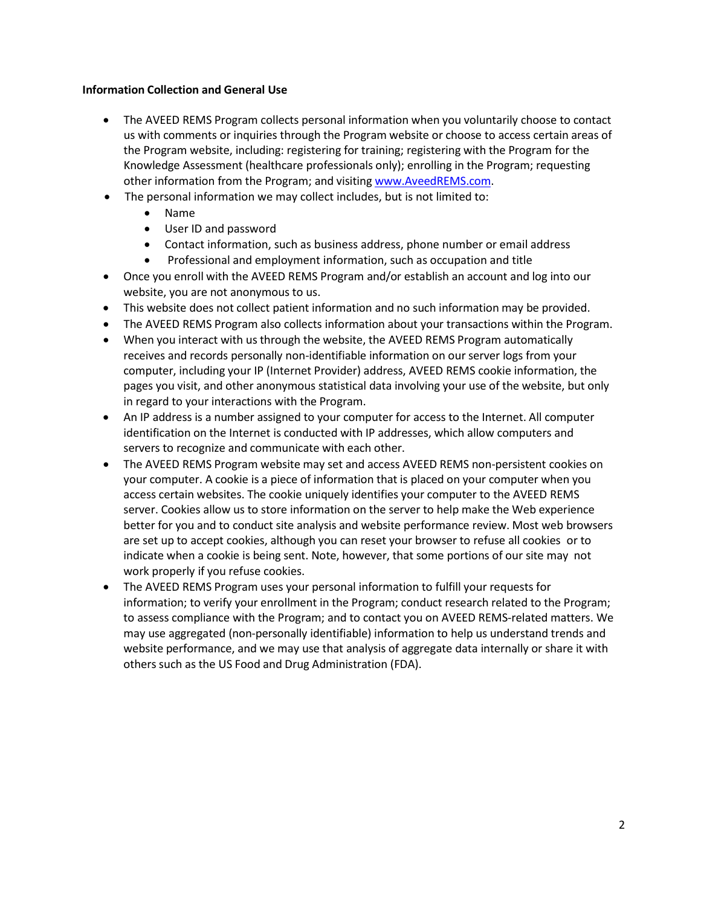**Information Collection and General Use**

- The AVEED REMS Program collects personal information when you voluntarily choose to contact us with comments or inquiries through the Program website or choose to access certain areas of the Program website, including: registering for training; registering with the Program for the Knowledge Assessment (healthcare professionals only); enrolling in the Program; requesting other information from the Program; and visiting www.AveedREMS.com.
- The personal information we may collect includes, but is not limited to:
    - Name
    - User ID and password
    - Contact information, such as business address, phone number or email address
    - Professional and employment information, such as occupation and title
- Once you enroll with the AVEED REMS Program and/or establish an account and log into our website, you are not anonymous to us.
- This website does not collect patient information and no such information may be provided.
- The AVEED REMS Program also collects information about your transactions within the Program.
- When you interact with us through the website, the AVEED REMS Program automatically receives and records personally non-identifiable information on our server logs from your computer, including your IP (Internet Provider) address, AVEED REMS cookie information, the pages you visit, and other anonymous statistical data involving your use of the website, but only in regard to your interactions with the Program.
- An IP address is a number assigned to your computer for access to the Internet. All computer identification on the Internet is conducted with IP addresses, which allow computers and servers to recognize and communicate with each other.
- The AVEED REMS Program website may set and access AVEED REMS non-persistent cookies on your computer. A cookie is a piece of information that is placed on your computer when you access certain websites. The cookie uniquely identifies your computer to the AVEED REMS server. Cookies allow us to store information on the server to help make the Web experience better for you and to conduct site analysis and website performance review. Most web browsers are set up to accept cookies, although you can reset your browser to refuse all cookies or to indicate when a cookie is being sent. Note, however, that some portions of our site may not work properly if you refuse cookies.
- The AVEED REMS Program uses your personal information to fulfill your requests for information; to verify your enrollment in the Program; conduct research related to the Program; to assess compliance with the Program; and to contact you on AVEED REMS-related matters. We may use aggregated (non-personally identifiable) information to help us understand trends and website performance, and we may use that analysis of aggregate data internally or share it with others such as the US Food and Drug Administration (FDA).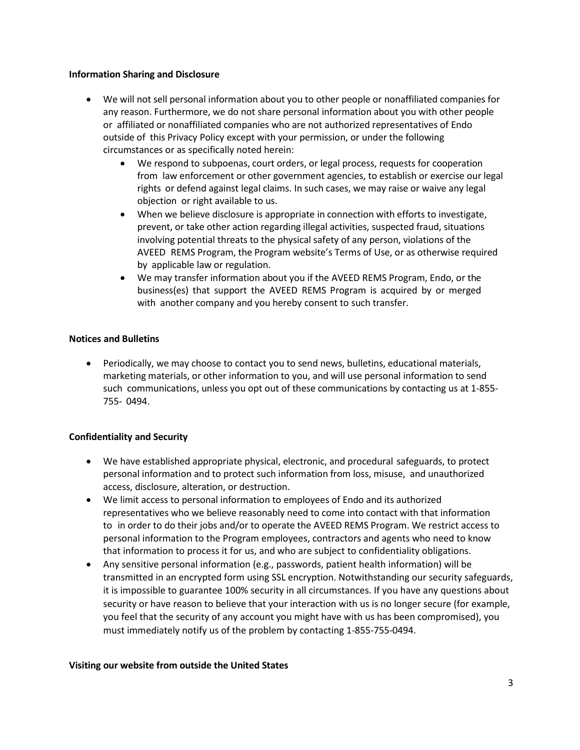**Information Sharing and Disclosure**

- We will not sell personal information about you to other people or nonaffiliated companies for any reason. Furthermore, we do not share personal information about you with other people or affiliated or nonaffiliated companies who are not authorized representatives of Endo outside of this Privacy Policy except with your permission, or under the following circumstances or as specifically noted herein:
    - We respond to subpoenas, court orders, or legal process, requests for cooperation from law enforcement or other government agencies, to establish or exercise our legal rights or defend against legal claims. In such cases, we may raise or waive any legal objection or right available to us.
    - When we believe disclosure is appropriate in connection with efforts to investigate, prevent, or take other action regarding illegal activities, suspected fraud, situations involving potential threats to the physical safety of any person, violations of the AVEED REMS Program, the Program website's Terms of Use, or as otherwise required by applicable law or regulation.
    - We may transfer information about you if the AVEED REMS Program, Endo, or the business(es) that support the AVEED REMS Program is acquired by or merged with another company and you hereby consent to such transfer.

**Notices and Bulletins**

- Periodically, we may choose to contact you to send news, bulletins, educational materials, marketing materials, or other information to you, and will use personal information to send such communications, unless you opt out of these communications by contacting us at 1-855-755- 0494.

**Confidentiality and Security**

- We have established appropriate physical, electronic, and procedural safeguards, to protect personal information and to protect such information from loss, misuse, and unauthorized access, disclosure, alteration, or destruction.
- We limit access to personal information to employees of Endo and its authorized representatives who we believe reasonably need to come into contact with that information to in order to do their jobs and/or to operate the AVEED REMS Program. We restrict access to personal information to the Program employees, contractors and agents who need to know that information to process it for us, and who are subject to confidentiality obligations.
- Any sensitive personal information (e.g., passwords, patient health information) will be transmitted in an encrypted form using SSL encryption. Notwithstanding our security safeguards, it is impossible to guarantee 100% security in all circumstances. If you have any questions about security or have reason to believe that your interaction with us is no longer secure (for example, you feel that the security of any account you might have with us has been compromised), you must immediately notify us of the problem by contacting 1-855-755-0494.

**Visiting our website from outside the United States**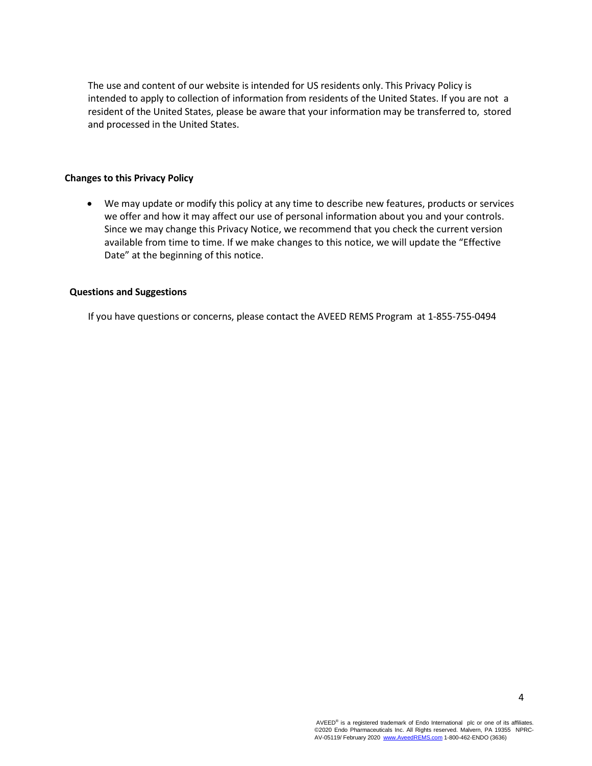The use and content of our website is intended for US residents only. This Privacy Policy is intended to apply to collection of information from residents of the United States. If you are not a resident of the United States, please be aware that your information may be transferred to, stored and processed in the United States.

**Changes to this Privacy Policy**

- We may update or modify this policy at any time to describe new features, products or services we offer and how it may affect our use of personal information about you and your controls. Since we may change this Privacy Notice, we recommend that you check the current version available from time to time. If we make changes to this notice, we will update the "Effective Date" at the beginning of this notice.

**Questions and Suggestions**

If you have questions or concerns, please contact the AVEED REMS Program at 1-855-755-0494

AVEED® is a registered trademark of Endo International plc or one of its affiliates. ©2020 Endo Pharmaceuticals Inc. All Rights reserved. Malvern, PA 19355 NPRC-AV-05119/ February 2020 www.AveedREMS.com 1-800-462-ENDO (3636)